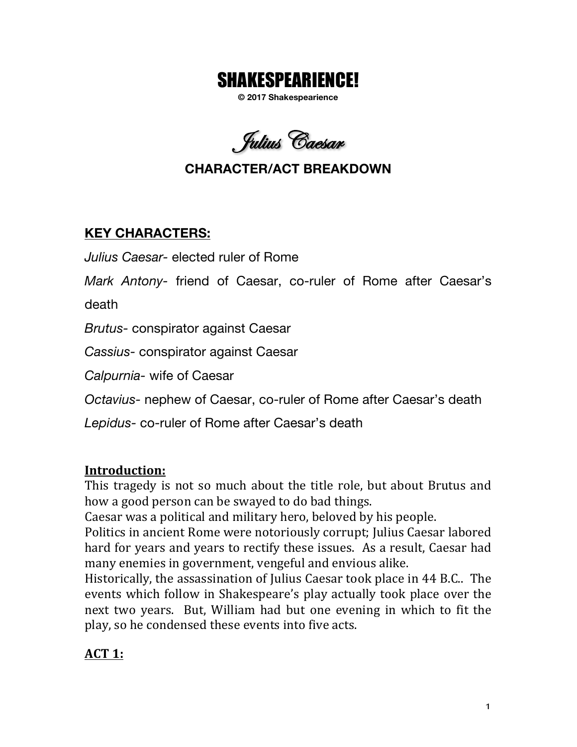# SHAKESPEARIENCE!

**© 2017 Shakespearience**

## *Julius Caesar*

### CHARACTER/ACT BREAKDOWN

**KEY CHARACTERS:**

*Julius Caesar*- elected ruler of Rome

*Mark Antony*- friend of Caesar, co-ruler of Rome after Caesar's death

*Brutus*- conspirator against Caesar

*Cassius*- conspirator against Caesar

*Calpurnia*- wife of Caesar

*Octavius*- nephew of Caesar, co-ruler of Rome after Caesar's death

*Lepidus*- co-ruler of Rome after Caesar's death

**Introduction:**

This tragedy is not so much about the title role, but about Brutus and how a good person can be swayed to do bad things.

Caesar was a political and military hero, beloved by his people.

Politics in ancient Rome were notoriously corrupt; Julius Caesar labored hard for years and years to rectify these issues. As a result, Caesar had many enemies in government, vengeful and envious alike.

Historically, the assassination of Julius Caesar took place in 44 B.C.. The events which follow in Shakespeare's play actually took place over the next two years. But, William had but one evening in which to fit the play, so he condensed these events into five acts.

**ACT 1:**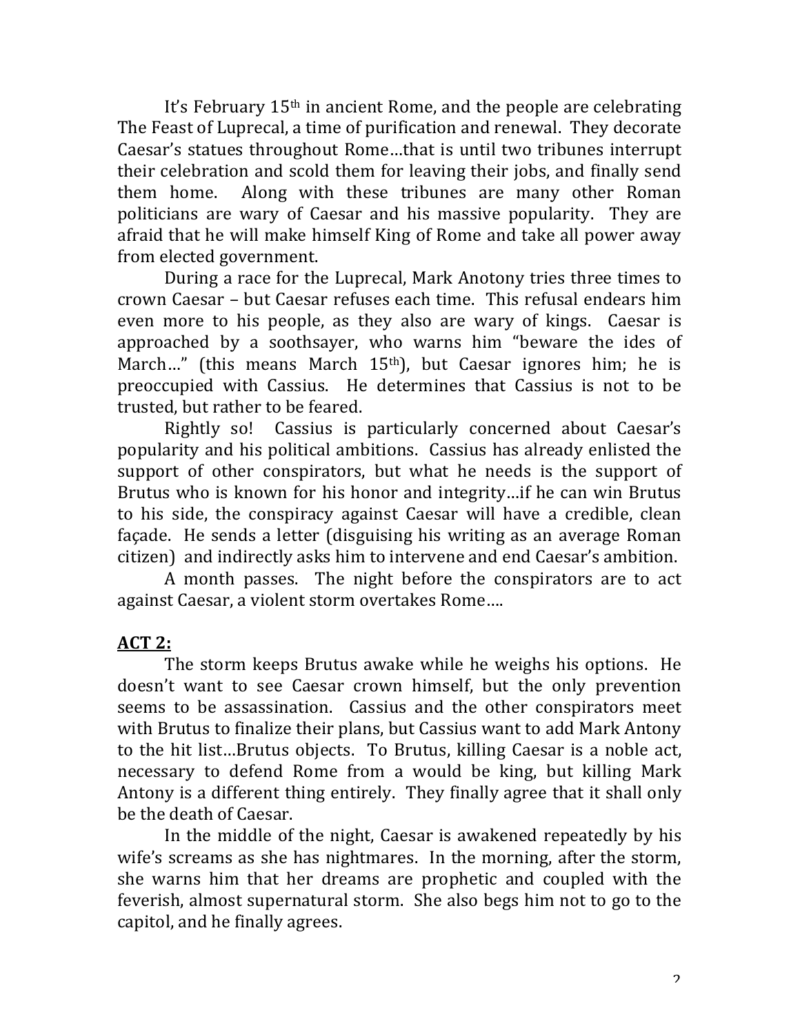It's February 15th in ancient Rome, and the people are celebrating The Feast of Luprecal, a time of purification and renewal. They decorate Caesar's statues throughout Rome…that is until two tribunes interrupt their celebration and scold them for leaving their jobs, and finally send them home. Along with these tribunes are many other Roman politicians are wary of Caesar and his massive popularity. They are afraid that he will make himself King of Rome and take all power away from elected government.

During a race for the Luprecal, Mark Anotony tries three times to crown Caesar – but Caesar refuses each time. This refusal endears him even more to his people, as they also are wary of kings. Caesar is approached by a soothsayer, who warns him "beware the ides of March…" (this means March 15th), but Caesar ignores him; he is preoccupied with Cassius. He determines that Cassius is not to be trusted, but rather to be feared.

Rightly so! Cassius is particularly concerned about Caesar's popularity and his political ambitions. Cassius has already enlisted the support of other conspirators, but what he needs is the support of Brutus who is known for his honor and integrity…if he can win Brutus to his side, the conspiracy against Caesar will have a credible, clean façade. He sends a letter (disguising his writing as an average Roman citizen) and indirectly asks him to intervene and end Caesar's ambition.

A month passes. The night before the conspirators are to act against Caesar, a violent storm overtakes Rome….

## ACT 2:

The storm keeps Brutus awake while he weighs his options. He doesn't want to see Caesar crown himself, but the only prevention seems to be assassination. Cassius and the other conspirators meet with Brutus to finalize their plans, but Cassius want to add Mark Antony to the hit list…Brutus objects. To Brutus, killing Caesar is a noble act, necessary to defend Rome from a would be king, but killing Mark Antony is a different thing entirely. They finally agree that it shall only be the death of Caesar.

In the middle of the night, Caesar is awakened repeatedly by his wife's screams as she has nightmares. In the morning, after the storm, she warns him that her dreams are prophetic and coupled with the feverish, almost supernatural storm. She also begs him not to go to the capitol, and he finally agrees.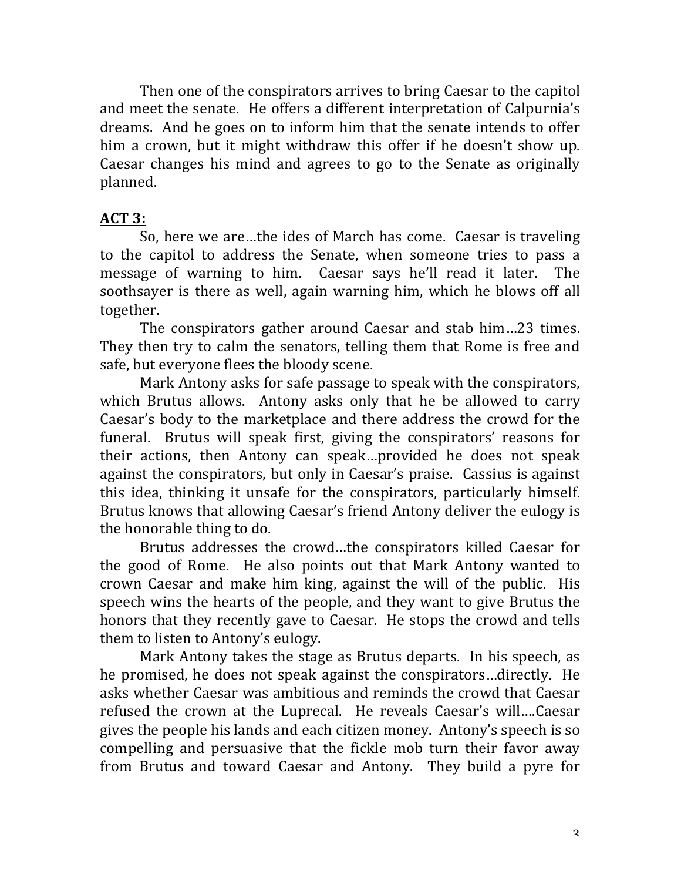Then one of the conspirators arrives to bring Caesar to the capitol and meet the senate. He offers a different interpretation of Calpurnia's dreams. And he goes on to inform him that the senate intends to offer him a crown, but it might withdraw this offer if he doesn't show up. Caesar changes his mind and agrees to go to the Senate as originally planned.

**ACT 3:**

So, here we are…the ides of March has come. Caesar is traveling to the capitol to address the Senate, when someone tries to pass a message of warning to him. Caesar says he'll read it later. The soothsayer is there as well, again warning him, which he blows off all together.

The conspirators gather around Caesar and stab him…23 times. They then try to calm the senators, telling them that Rome is free and safe, but everyone flees the bloody scene.

Mark Antony asks for safe passage to speak with the conspirators, which Brutus allows. Antony asks only that he be allowed to carry Caesar's body to the marketplace and there address the crowd for the funeral. Brutus will speak first, giving the conspirators' reasons for their actions, then Antony can speak…provided he does not speak against the conspirators, but only in Caesar's praise. Cassius is against this idea, thinking it unsafe for the conspirators, particularly himself. Brutus knows that allowing Caesar's friend Antony deliver the eulogy is the honorable thing to do.

Brutus addresses the crowd…the conspirators killed Caesar for the good of Rome. He also points out that Mark Antony wanted to crown Caesar and make him king, against the will of the public. His speech wins the hearts of the people, and they want to give Brutus the honors that they recently gave to Caesar. He stops the crowd and tells them to listen to Antony's eulogy.

Mark Antony takes the stage as Brutus departs. In his speech, as he promised, he does not speak against the conspirators…directly. He asks whether Caesar was ambitious and reminds the crowd that Caesar refused the crown at the Luprecal. He reveals Caesar's will….Caesar gives the people his lands and each citizen money. Antony's speech is so compelling and persuasive that the fickle mob turn their favor away from Brutus and toward Caesar and Antony. They build a pyre for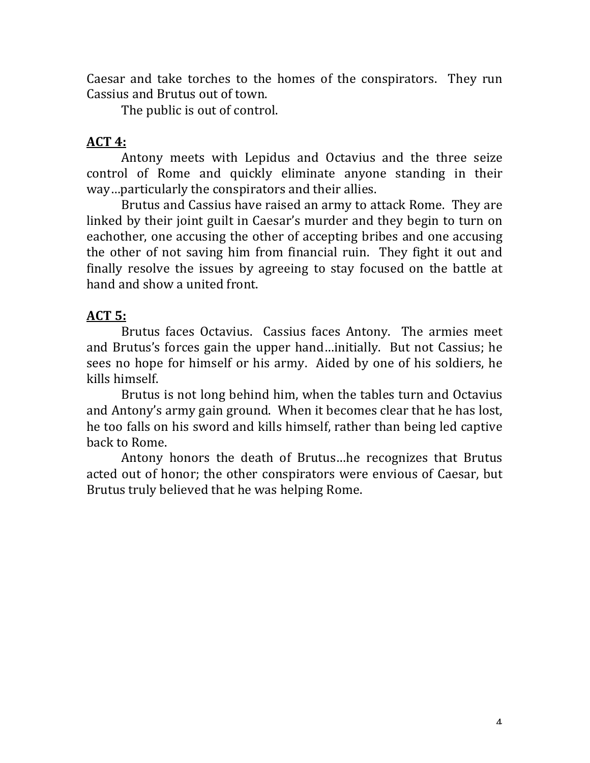Caesar and take torches to the homes of the conspirators. They run Cassius and Brutus out of town.

The public is out of control.

## **ACT 4:**

Antony meets with Lepidus and Octavius and the three seize control of Rome and quickly eliminate anyone standing in their way…particularly the conspirators and their allies.

Brutus and Cassius have raised an army to attack Rome. They are linked by their joint guilt in Caesar's murder and they begin to turn on eachother, one accusing the other of accepting bribes and one accusing the other of not saving him from financial ruin. They fight it out and finally resolve the issues by agreeing to stay focused on the battle at hand and show a united front.

## **ACT 5:**

Brutus faces Octavius. Cassius faces Antony. The armies meet and Brutus's forces gain the upper hand…initially. But not Cassius; he sees no hope for himself or his army. Aided by one of his soldiers, he kills himself.

Brutus is not long behind him, when the tables turn and Octavius and Antony's army gain ground. When it becomes clear that he has lost, he too falls on his sword and kills himself, rather than being led captive back to Rome.

Antony honors the death of Brutus…he recognizes that Brutus acted out of honor; the other conspirators were envious of Caesar, but Brutus truly believed that he was helping Rome.